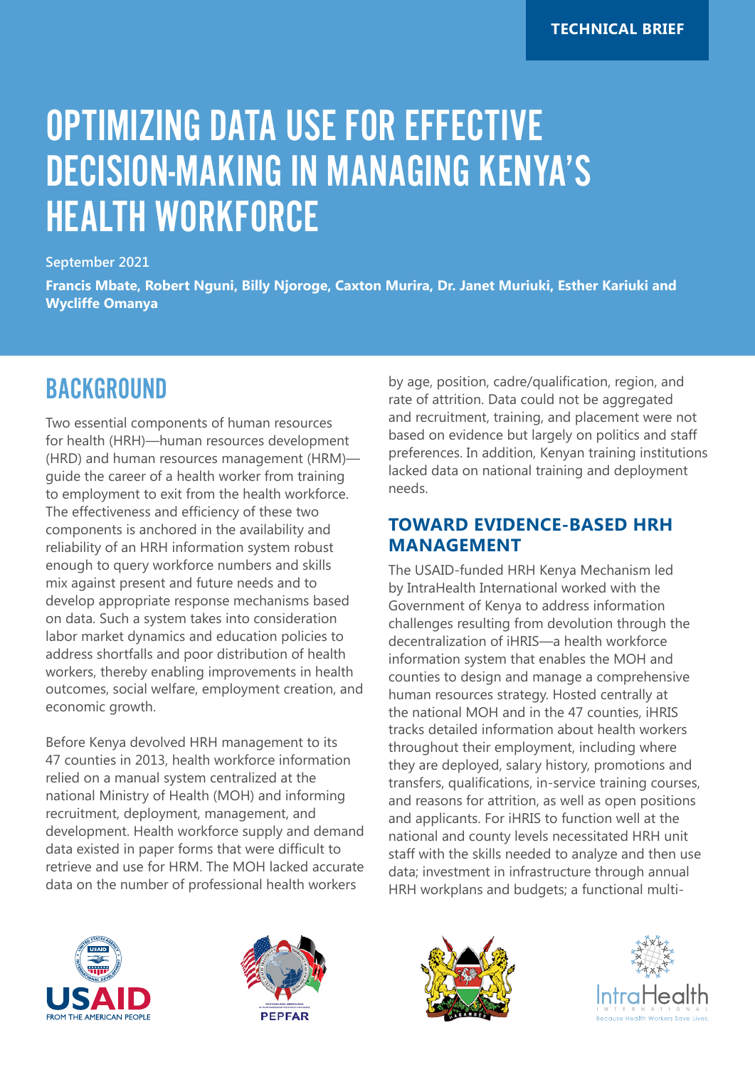TECHNICAL BRIEF

# OPTIMIZING DATA USE FOR EFFECTIVE DECISION-MAKING IN MANAGING KENYA'S HEALTH WORKFORCE

September 2021

**Francis Mbate, Robert Nguni, Billy Njoroge, Caxton Murira, Dr. Janet Muriuki, Esther Kariuki and Wycliffe Omanya**

## BACKGROUND

Two essential components of human resources for health (HRH)—human resources development (HRD) and human resources management (HRM)—guide the career of a health worker from training to employment to exit from the health workforce. The effectiveness and efficiency of these two components is anchored in the availability and reliability of an HRH information system robust enough to query workforce numbers and skills mix against present and future needs and to develop appropriate response mechanisms based on data. Such a system takes into consideration labor market dynamics and education policies to address shortfalls and poor distribution of health workers, thereby enabling improvements in health outcomes, social welfare, employment creation, and economic growth.

Before Kenya devolved HRH management to its 47 counties in 2013, health workforce information relied on a manual system centralized at the national Ministry of Health (MOH) and informing recruitment, deployment, management, and development. Health workforce supply and demand data existed in paper forms that were difficult to retrieve and use for HRM. The MOH lacked accurate data on the number of professional health workers by age, position, cadre/qualification, region, and rate of attrition. Data could not be aggregated and recruitment, training, and placement were not based on evidence but largely on politics and staff preferences. In addition, Kenyan training institutions lacked data on national training and deployment needs.

### TOWARD EVIDENCE-BASED HRH MANAGEMENT

The USAID-funded HRH Kenya Mechanism led by IntraHealth International worked with the Government of Kenya to address information challenges resulting from devolution through the decentralization of iHRIS—a health workforce information system that enables the MOH and counties to design and manage a comprehensive human resources strategy. Hosted centrally at the national MOH and in the 47 counties, iHRIS tracks detailed information about health workers throughout their employment, including where they are deployed, salary history, promotions and transfers, qualifications, in-service training courses, and reasons for attrition, as well as open positions and applicants. For iHRIS to function well at the national and county levels necessitated HRH unit staff with the skills needed to analyze and then use data; investment in infrastructure through annual HRH workplans and budgets; a functional multi-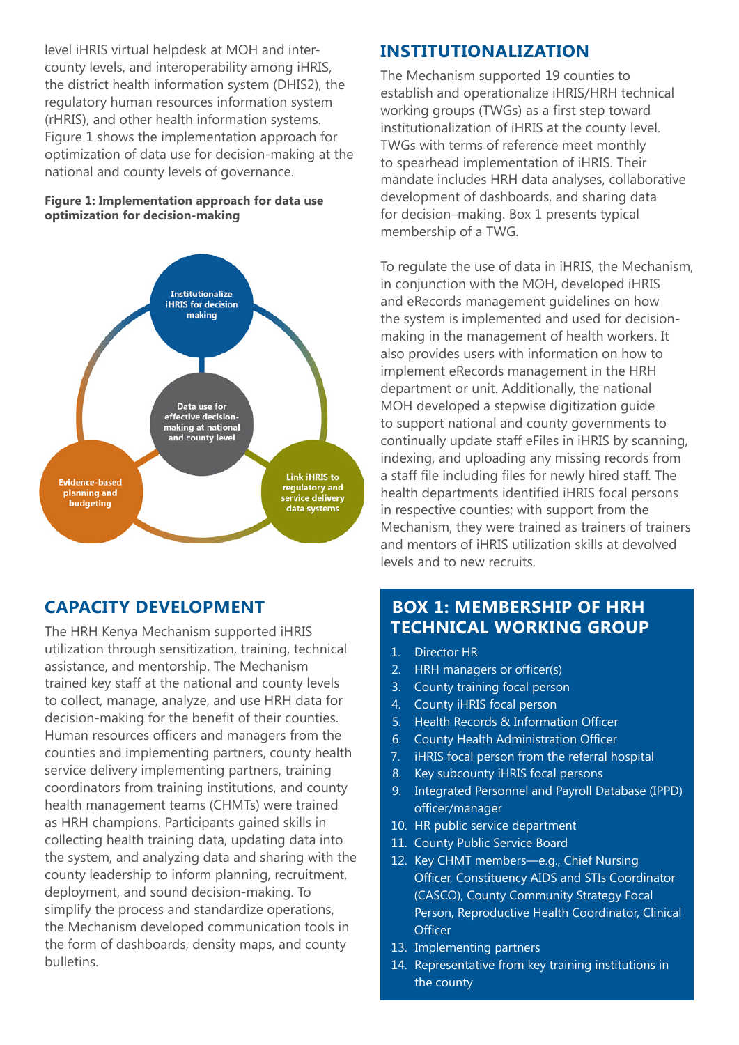level iHRIS virtual helpdesk at MOH and inter-county levels, and interoperability among iHRIS, the district health information system (DHIS2), the regulatory human resources information system (rHRIS), and other health information systems. Figure 1 shows the implementation approach for optimization of data use for decision-making at the national and county levels of governance.

**Figure 1: Implementation approach for data use optimization for decision-making**

Institutionalize iHRIS for decision making

Data use for effective decision-making at national and county level

Evidence-based planning and budgeting

Link iHRIS to regulatory and service delivery data systems

## CAPACITY DEVELOPMENT

The HRH Kenya Mechanism supported iHRIS utilization through sensitization, training, technical assistance, and mentorship. The Mechanism trained key staff at the national and county levels to collect, manage, analyze, and use HRH data for decision-making for the benefit of their counties. Human resources officers and managers from the counties and implementing partners, county health service delivery implementing partners, training coordinators from training institutions, and county health management teams (CHMTs) were trained as HRH champions. Participants gained skills in collecting health training data, updating data into the system, and analyzing data and sharing with the county leadership to inform planning, recruitment, deployment, and sound decision-making. To simplify the process and standardize operations, the Mechanism developed communication tools in the form of dashboards, density maps, and county bulletins.

## INSTITUTIONALIZATION

The Mechanism supported 19 counties to establish and operationalize iHRIS/HRH technical working groups (TWGs) as a first step toward institutionalization of iHRIS at the county level. TWGs with terms of reference meet monthly to spearhead implementation of iHRIS. Their mandate includes HRH data analyses, collaborative development of dashboards, and sharing data for decision–making. Box 1 presents typical membership of a TWG.

To regulate the use of data in iHRIS, the Mechanism, in conjunction with the MOH, developed iHRIS and eRecords management guidelines on how the system is implemented and used for decision-making in the management of health workers. It also provides users with information on how to implement eRecords management in the HRH department or unit. Additionally, the national MOH developed a stepwise digitization guide to support national and county governments to continually update staff eFiles in iHRIS by scanning, indexing, and uploading any missing records from a staff file including files for newly hired staff. The health departments identified iHRIS focal persons in respective counties; with support from the Mechanism, they were trained as trainers of trainers and mentors of iHRIS utilization skills at devolved levels and to new recruits.

## BOX 1: MEMBERSHIP OF HRH TECHNICAL WORKING GROUP

1. Director HR
2. HRH managers or officer(s)
3. County training focal person
4. County iHRIS focal person
5. Health Records & Information Officer
6. County Health Administration Officer
7. iHRIS focal person from the referral hospital
8. Key subcounty iHRIS focal persons
9. Integrated Personnel and Payroll Database (IPPD) officer/manager
10. HR public service department
11. County Public Service Board
12. Key CHMT members—e.g., Chief Nursing Officer, Constituency AIDS and STIs Coordinator (CASCO), County Community Strategy Focal Person, Reproductive Health Coordinator, Clinical Officer
13. Implementing partners
14. Representative from key training institutions in the county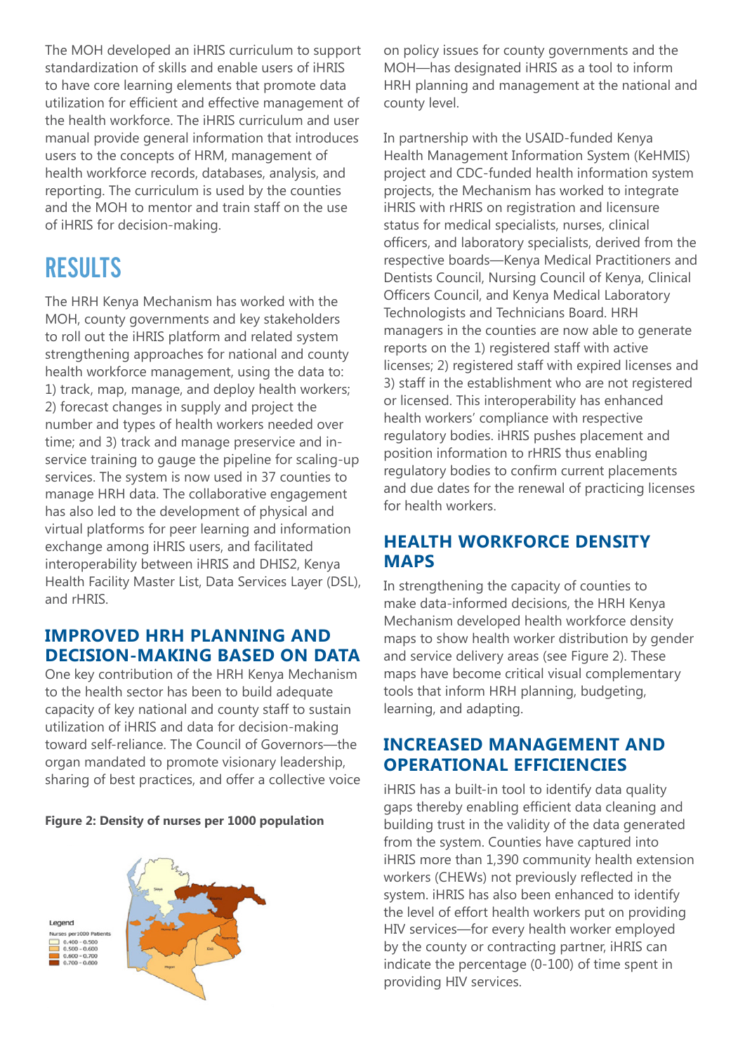The MOH developed an iHRIS curriculum to support standardization of skills and enable users of iHRIS to have core learning elements that promote data utilization for efficient and effective management of the health workforce. The iHRIS curriculum and user manual provide general information that introduces users to the concepts of HRM, management of health workforce records, databases, analysis, and reporting. The curriculum is used by the counties and the MOH to mentor and train staff on the use of iHRIS for decision-making.

# RESULTS

The HRH Kenya Mechanism has worked with the MOH, county governments and key stakeholders to roll out the iHRIS platform and related system strengthening approaches for national and county health workforce management, using the data to: 1) track, map, manage, and deploy health workers; 2) forecast changes in supply and project the number and types of health workers needed over time; and 3) track and manage preservice and in-service training to gauge the pipeline for scaling-up services. The system is now used in 37 counties to manage HRH data. The collaborative engagement has also led to the development of physical and virtual platforms for peer learning and information exchange among iHRIS users, and facilitated interoperability between iHRIS and DHIS2, Kenya Health Facility Master List, Data Services Layer (DSL), and rHRIS.

## IMPROVED HRH PLANNING AND DECISION-MAKING BASED ON DATA

One key contribution of the HRH Kenya Mechanism to the health sector has been to build adequate capacity of key national and county staff to sustain utilization of iHRIS and data for decision-making toward self-reliance. The Council of Governors—the organ mandated to promote visionary leadership, sharing of best practices, and offer a collective voice on policy issues for county governments and the MOH—has designated iHRIS as a tool to inform HRH planning and management at the national and county level.

**Figure 2: Density of nurses per 1000 population**

In partnership with the USAID-funded Kenya Health Management Information System (KeHMIS) project and CDC-funded health information system projects, the Mechanism has worked to integrate iHRIS with rHRIS on registration and licensure status for medical specialists, nurses, clinical officers, and laboratory specialists, derived from the respective boards—Kenya Medical Practitioners and Dentists Council, Nursing Council of Kenya, Clinical Officers Council, and Kenya Medical Laboratory Technologists and Technicians Board. HRH managers in the counties are now able to generate reports on the 1) registered staff with active licenses; 2) registered staff with expired licenses and 3) staff in the establishment who are not registered or licensed. This interoperability has enhanced health workers' compliance with respective regulatory bodies. iHRIS pushes placement and position information to rHRIS thus enabling regulatory bodies to confirm current placements and due dates for the renewal of practicing licenses for health workers.

## HEALTH WORKFORCE DENSITY MAPS

In strengthening the capacity of counties to make data-informed decisions, the HRH Kenya Mechanism developed health workforce density maps to show health worker distribution by gender and service delivery areas (see Figure 2). These maps have become critical visual complementary tools that inform HRH planning, budgeting, learning, and adapting.

## INCREASED MANAGEMENT AND OPERATIONAL EFFICIENCIES

iHRIS has a built-in tool to identify data quality gaps thereby enabling efficient data cleaning and building trust in the validity of the data generated from the system. Counties have captured into iHRIS more than 1,390 community health extension workers (CHEWs) not previously reflected in the system. iHRIS has also been enhanced to identify the level of effort health workers put on providing HIV services—for every health worker employed by the county or contracting partner, iHRIS can indicate the percentage (0-100) of time spent in providing HIV services.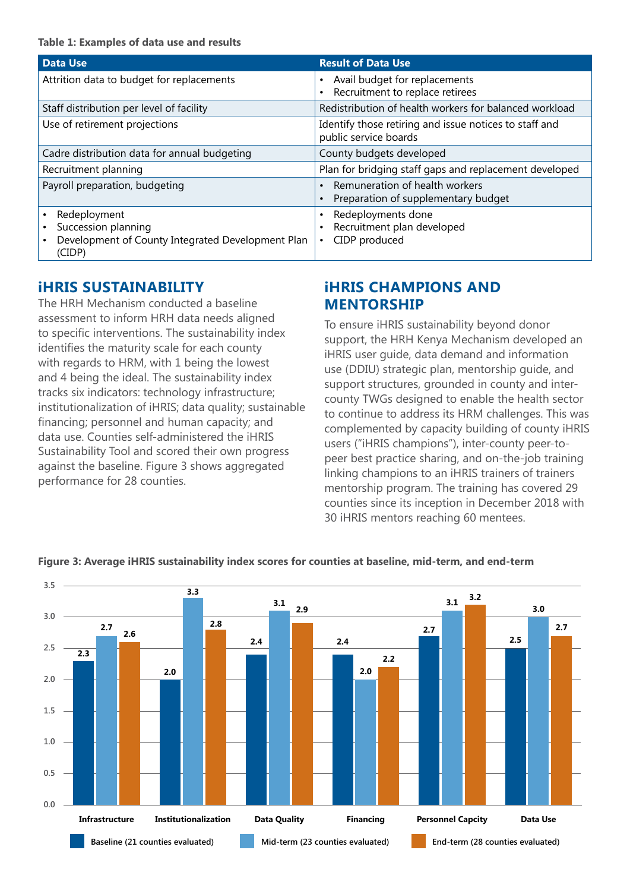**Table 1: Examples of data use and results**

| Data Use | Result of Data Use |
|---|---|
| Attrition data to budget for replacements | • Avail budget for replacements<br>• Recruitment to replace retirees |
| Staff distribution per level of facility | Redistribution of health workers for balanced workload |
| Use of retirement projections | Identify those retiring and issue notices to staff and public service boards |
| Cadre distribution data for annual budgeting | County budgets developed |
| Recruitment planning | Plan for bridging staff gaps and replacement developed |
| Payroll preparation, budgeting | • Remuneration of health workers<br>• Preparation of supplementary budget |
| • Redeployment<br>• Succession planning<br>• Development of County Integrated Development Plan (CIDP) | • Redeployments done<br>• Recruitment plan developed<br>• CIDP produced |

## iHRIS SUSTAINABILITY

The HRH Mechanism conducted a baseline assessment to inform HRH data needs aligned to specific interventions. The sustainability index identifies the maturity scale for each county with regards to HRM, with 1 being the lowest and 4 being the ideal. The sustainability index tracks six indicators: technology infrastructure; institutionalization of iHRIS; data quality; sustainable financing; personnel and human capacity; and data use. Counties self-administered the iHRIS Sustainability Tool and scored their own progress against the baseline. Figure 3 shows aggregated performance for 28 counties.

## iHRIS CHAMPIONS AND MENTORSHIP

To ensure iHRIS sustainability beyond donor support, the HRH Kenya Mechanism developed an iHRIS user guide, data demand and information use (DDIU) strategic plan, mentorship guide, and support structures, grounded in county and inter-county TWGs designed to enable the health sector to continue to address its HRM challenges. This was complemented by capacity building of county iHRIS users ("iHRIS champions"), inter-county peer-to-peer best practice sharing, and on-the-job training linking champions to an iHRIS trainers of trainers mentorship program. The training has covered 29 counties since its inception in December 2018 with 30 iHRIS mentors reaching 60 mentees.

**Figure 3: Average iHRIS sustainability index scores for counties at baseline, mid-term, and end-term**

| | Infrastructure | Institutionalization | Data Quality | Financing | Personnel Capcity | Data Use |
|---|---|---|---|---|---|---|
| Baseline (21 counties evaluated) | 2.3 | 2.0 | 2.4 | 2.4 | 2.7 | 2.5 |
| Mid-term (23 counties evaluated) | 2.7 | 3.3 | 3.1 | 2.0 | 3.1 | 3.0 |
| End-term (28 counties evaluated) | 2.6 | 2.8 | 2.9 | 2.2 | 3.2 | 2.7 |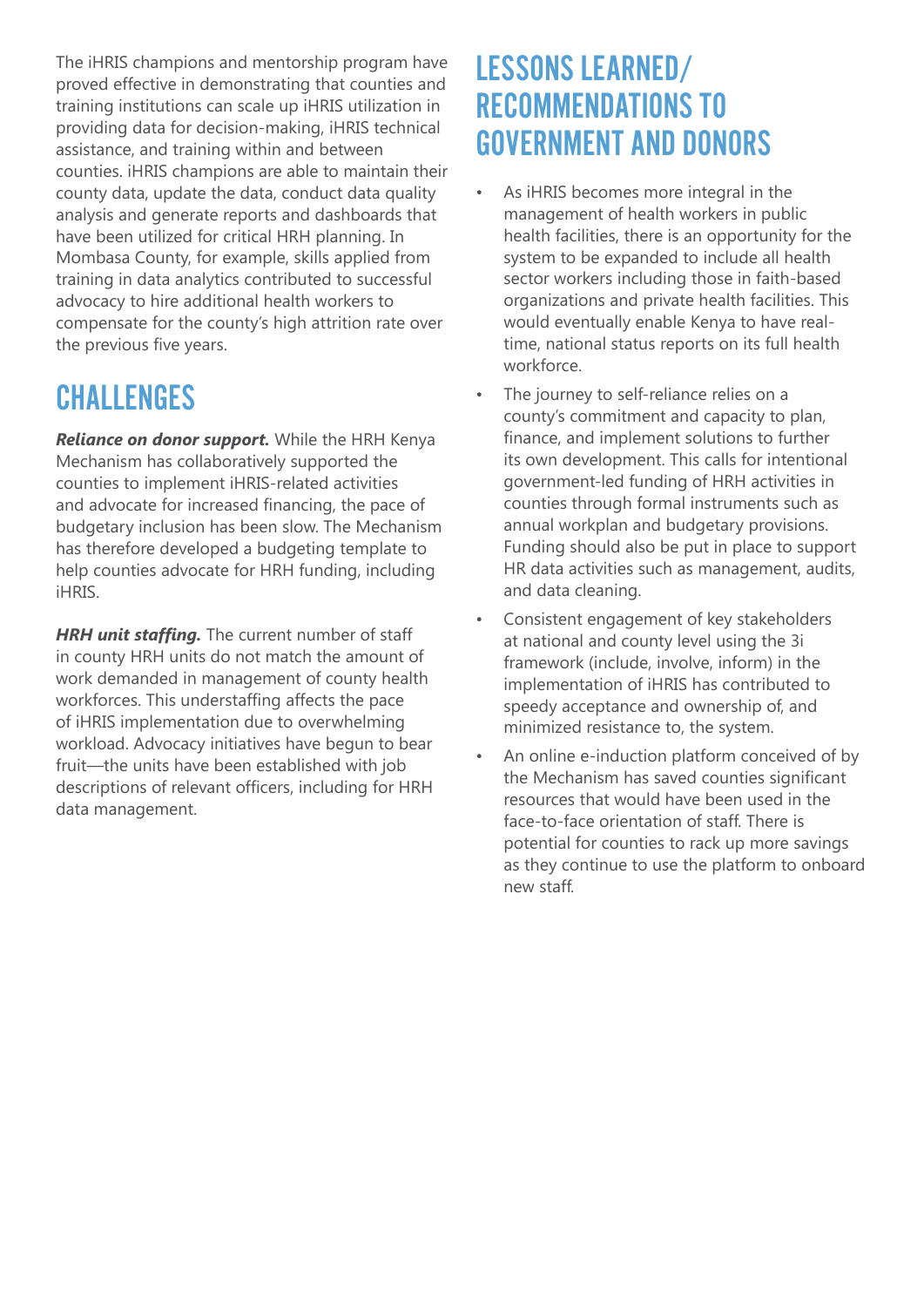The iHRIS champions and mentorship program have proved effective in demonstrating that counties and training institutions can scale up iHRIS utilization in providing data for decision-making, iHRIS technical assistance, and training within and between counties. iHRIS champions are able to maintain their county data, update the data, conduct data quality analysis and generate reports and dashboards that have been utilized for critical HRH planning. In Mombasa County, for example, skills applied from training in data analytics contributed to successful advocacy to hire additional health workers to compensate for the county's high attrition rate over the previous five years.

## CHALLENGES

***Reliance on donor support.*** While the HRH Kenya Mechanism has collaboratively supported the counties to implement iHRIS-related activities and advocate for increased financing, the pace of budgetary inclusion has been slow. The Mechanism has therefore developed a budgeting template to help counties advocate for HRH funding, including iHRIS.

***HRH unit staffing.*** The current number of staff in county HRH units do not match the amount of work demanded in management of county health workforces. This understaffing affects the pace of iHRIS implementation due to overwhelming workload. Advocacy initiatives have begun to bear fruit—the units have been established with job descriptions of relevant officers, including for HRH data management.

## LESSONS LEARNED/ RECOMMENDATIONS TO GOVERNMENT AND DONORS

- As iHRIS becomes more integral in the management of health workers in public health facilities, there is an opportunity for the system to be expanded to include all health sector workers including those in faith-based organizations and private health facilities. This would eventually enable Kenya to have real-time, national status reports on its full health workforce.
- The journey to self-reliance relies on a county's commitment and capacity to plan, finance, and implement solutions to further its own development. This calls for intentional government-led funding of HRH activities in counties through formal instruments such as annual workplan and budgetary provisions. Funding should also be put in place to support HR data activities such as management, audits, and data cleaning.
- Consistent engagement of key stakeholders at national and county level using the 3i framework (include, involve, inform) in the implementation of iHRIS has contributed to speedy acceptance and ownership of, and minimized resistance to, the system.
- An online e-induction platform conceived of by the Mechanism has saved counties significant resources that would have been used in the face-to-face orientation of staff. There is potential for counties to rack up more savings as they continue to use the platform to onboard new staff.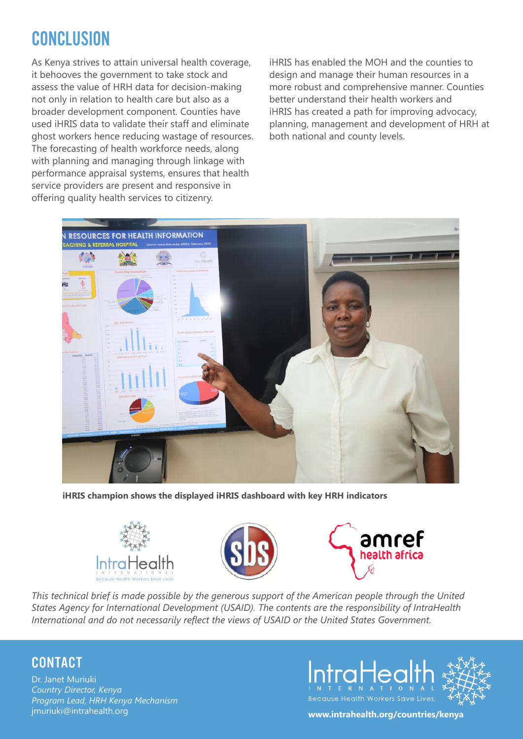## CONCLUSION

As Kenya strives to attain universal health coverage, it behooves the government to take stock and assess the value of HRH data for decision-making not only in relation to health care but also as a broader development component. Counties have used iHRIS data to validate their staff and eliminate ghost workers hence reducing wastage of resources. The forecasting of health workforce needs, along with planning and managing through linkage with performance appraisal systems, ensures that health service providers are present and responsive in offering quality health services to citizenry.

iHRIS has enabled the MOH and the counties to design and manage their human resources in a more robust and comprehensive manner. Counties better understand their health workers and iHRIS has created a path for improving advocacy, planning, management and development of HRH at both national and county levels.

**iHRIS champion shows the displayed iHRIS dashboard with key HRH indicators**

*This technical brief is made possible by the generous support of the American people through the United States Agency for International Development (USAID). The contents are the responsibility of IntraHealth International and do not necessarily reflect the views of USAID or the United States Government.*

## CONTACT

Dr. Janet Muriuki
*Country Director, Kenya*
*Program Lead, HRH Kenya Mechanism*
jmuriuki@intrahealth.org

IntraHealth International
Because Health Workers Save Lives.

**www.intrahealth.org/countries/kenya**